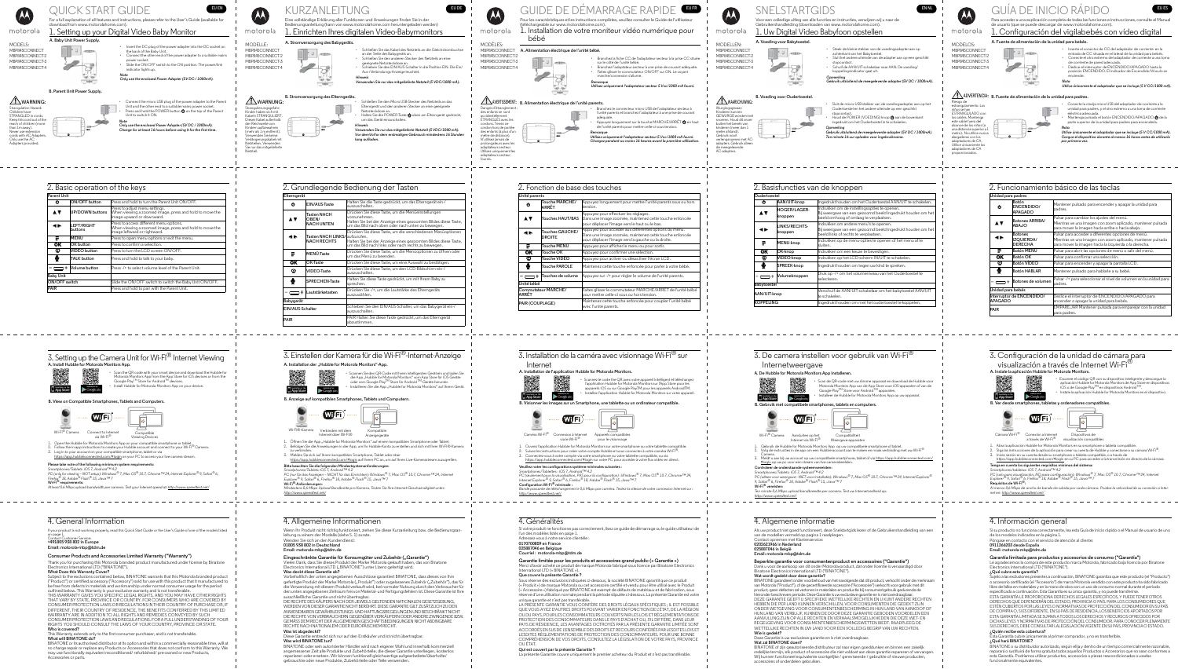# QUICK START GUIDE

EN

For a full explanation of all features and instructions, please refer to the User's Guide (available for download from www.motorolahome.com).

## 1. Setting up your Digital Video Baby Monitor

MODELS:
MBP85CONNECT
MBP85CONNECT-2
MBP85CONNECT-3
MBP85CONNECT-4

### A. Baby Unit Power Supply.

- Insert the DC plug of the power adapter into the DC socket on the back of the Baby Unit.
- Connect the other end of the power adapter to a suitable mains power socket.
- Slide the ON/OFF switch to the ON position. The power/link indicator lights up.

**Note**
*Only use the enclosed Power Adapter (5V DC / 1000mA).*

### B. Parent Unit Power Supply.

**WARNING:**
Strangulation Hazard: Children have STRANGLED in cords. Keep this cord out of the reach of children (more than 1m away). Never use extension cords with AC Adapters. Only use the AC Adapters provided.

- Connect the micro USB plug of the power adapter to the Parent Unit and the other end to a suitable mains power socket.
- Press and hold the POWER button ⏻ on the top of the Parent Unit to switch it ON.

**Note**
*Only use the enclosed Power Adapter (5V DC / 1000mA).*
*Charge for at least 16 hours before using it for the first time.*

## 2. Basic operation of the keys

| Parent Unit | | |
|---|---|---|
| ⏻ | ON/OFF button | Press and hold to turn the Parent Unit ON/OFF. |
| ▲▼ | UP/DOWN buttons | Press to adjust menu settings. When viewing a zoomed image, press and hold to move the image upward or downward. |
| ◀▶ | LEFT/RIGHT buttons | Press to access different menu options. When viewing a zoomed image, press and hold to move the image leftward or rightward. |
| ☰ | MENU | Press to open menu options or exit the menu. |
| OK | OK button | Press to confirm a selection. |
| ⏻ | VIDEO button | Press to turn the LCD screen ON/OFF. |
| 🎤 | TALK button | Press and hold to talk to your baby. |
| – + | Volume button | Press -/+ to select volume level of the Parent Unit. |
| Baby Unit | | |
| ON/OFF switch | | Slide the ON/OFF switch to switch the Baby Unit ON/OFF. |
| PAIR | | Press and hold to pair with the Parent Unit. |

## 3. Setting up the Camera Unit for Wi-Fi® Internet Viewing

### A. Install Hubble for Motorola Monitors App.

- Scan the QR code with your smart device and download the Hubble for Motorola Monitors App from the App Store for iOS devices or from the Google Play™ Store for Android™ devices.
- Install Hubble for Motorola Monitors App on your device.

### B. View on Compatible Smartphones, Tablets and Computers.

Wi-Fi™ Camera — Connect to Internet via Wi-Fi® — Compatible Viewing Devices

1. Open the Hubble for Motorola Monitors App on your compatible smartphone or tablet.
2. Follow the in-app instructions to create your Hubble account and connect to your Wi-Fi® Camera.
3. Log in to your account on your compatible smartphone, tablet or via https://app.hubbleconnected.com/#login on your PC to access your live camera stream.

**Please take note of the following minimum system requirements:**
Smartphones/Tablets: iOS 7, Android™ 4.2
PC (only for viewing – NOT setup): Windows® 7, Mac OS® 10.7, Chrome™ 24, Internet Explorer® 9, Safari® 6, Java™ 7, Firefox® 18, Adobe® Flash® 15, Java™ 7
**Wi-Fi® requirements:**
At least 0.6 Mbps upload bandwidth per camera. Test your Internet speed at: http://www.speedtest.net/

## 4. General Information

If your product is not working properly, read this Quick Start Guide or the User's Guide of one of the models listed on page 1.
Contact Customer Service:
**+491805 938 802 in Europe**
**Email: motorola-mbp@tdm.de**

**Consumer Products and Accessories Limited Warranty ("Warranty")**

Thank you for purchasing this Motorola branded product manufactured under license by Binatone Electronics International LTD ("BINATONE").

**What Does this Warranty Cover?**

Subject to the exclusions contained below, BINATONE warrants that this Motorola branded product ("Product") or certified accessory ("Accessory") sold for use with this product that it manufactured to be free from defects in materials and workmanship under normal consumer usage for the period outlined below. This Warranty is your exclusive warranty and is not transferable.

THIS WARRANTY GIVES YOU SPECIFIC LEGAL RIGHTS, AND YOU MAY HAVE OTHER RIGHTS THAT MAY BY STATE, PROVINCE OR COUNTRY. FOR CONSUMERS WHO ARE COVERED BY CONSUMER PROTECTION LAWS OR REGULATIONS IN THEIR COUNTRY OF PURCHASE OR, IF DIFFERENT, THEIR COUNTRY OF RESIDENCE, THE BENEFITS CONFERRED BY THIS LIMITED WARRANTY ARE IN ADDITION TO ALL RIGHTS AND REMEDIES CONVEYED BY SUCH CONSUMER PROTECTION LAWS AND REGULATIONS. FOR A FULL UNDERSTANDING OF YOUR RIGHTS YOU SHOULD CONSULT THE LAWS OF YOUR COUNTRY, PROVINCE OR STATE.

**Who is covered?**

This Warranty extends only to the first consumer purchaser, and is not transferable.

**What will BINATONE do?**

BINATONE or its authorised distributor at its option and within a commercially reasonable time, will at no charge repair or replace any Products or Accessories that does not conform to this Warranty. We may use functionally equivalent reconditioned/ refurbished/ pre-owned or new Products, Accessories or parts.

---

# KURZANLEITUNG

EU DE

Eine vollständige Erklärung aller Funktionen und Anweisungen finden Sie in der Bedienungsanleitung (kann von www.motorolahome.com heruntergeladen werden).

## 1. Einrichten Ihres digitalen Video-Babymonitors

MODELLE:
MBP85CONNECT
MBP85CONNECT-2
MBP85CONNECT-3
MBP85CONNECT-4

### A. Stromversorgung des Babygeräts.

- Schließen Sie den Kabelstecker des Netzteils an die Gleichstrombuchse an der Seite des Babygeräts an.
- Schließen Sie das andere Ende des Netzteils an eine geeignete Netzsteckdose an.
- Schieben Sie den EIN/AUS-Schalter in die Position EIN. Die Ein/Aus-/Verbindungsanzeige leuchtet.

**Hinweis**
*Verwenden Sie nur das mitgelieferte Netzteil (5 V DC/1000 mA).*

### B. Stromversorgung des Elterngeräts.

**WARNUNG:**
Strangulierungsgefahr: Kinder haben sich mit Kabeln STRANGULIERT. Dieses Kabel außerhalb der Reichweite von Kindern aufbewahren (mehr als 1 m entfernt). Verwenden Sie keine Verlängerungskabel mit Netzteilen. Verwenden Sie nur die mitgelieferten Netzteile.

- Schließen Sie den Micro-USB-Stecker des Netzteils an das Elterngerät und den anderen Stecker an eine geeignete Netzsteckdose an.
- Halten Sie die POWER-Taste ⏻ oben am Elterngerät gedrückt, um das Gerät einzuschalten.

**Hinweis**
*Verwenden Sie nur das mitgelieferte Netzteil (5 V DC/1000 mA).*
*Vor dem Erstgebrauch mindestens 16 Stunden lang aufladen.*

## 2. Grundlegende Bedienung der Tasten

| Elterngerät | | |
|---|---|---|
| ⏻ | EIN/AUS-Taste | Halten Sie die Taste gedrückt, um das Elterngerät ein-/auszuschalten. |
| ▲▼ | Tasten NACH OBEN/NACH UNTEN | Drücken Sie diese Taste, um die Menüeinstellungen vorzunehmen. Halten Sie bei der Anzeige eines gezoomten Bildes diese Taste, um das Bild nach oben oder nach unten zu bewegen. |
| ◀▶ | Tasten NACH LINKS/NACH RECHTS | Drücken Sie diese Taste, um die verschiedenen Menüoptionen aufzurufen. Halten Sie bei der Anzeige eines gezoomten Bildes diese Taste, um das Bild nach links oder nach rechts zu bewegen. |
| ☰ | MENÜ-Taste | Drücken Sie diese Taste, um die Menüoptionen zu öffnen oder um das Menü zu beenden. |
| OK | OK-Taste | Drücken Sie diese Taste, um eine Auswahl zu bestätigen. |
| ⏻ | VIDEO-Taste | Drücken Sie diese Taste, um den LCD-Bildschirm ein-/auszuschalten. |
| 🎤 | SPRECHEN-Taste | Halten Sie diese Taste gedrückt, um mit Ihrem Baby zu sprechen. |
| – + | Lautstärketasten | Drücken Sie -/+, um die Lautstärke des Elterngeräts auszuwählen. |
| Babygerät | | |
| EIN/AUS-Schalter | | Schieben Sie den EIN/AUS-Schalter, um das Babygerät ein-/auszuschalten. |
| PAIR | | PAIR-Taste Sie diese Taste gedrückt, um das Elterngerät abzustimmen. |

## 3. Einstellen der Kamera für die Wi-Fi®-Internet-Anzeige

### A. Installation der „Hubble for Motorola Monitors“-App.

- Scannen Sie den QR-Code mit Ihrem intelligenten Gerät und laden Sie die App „Hubble for Motorola Monitors“ vom App Store für iOS-Geräte oder vom Google Play™ Store für Android™-Geräte herunter.
- Installieren Sie die App „Hubble for Motorola Monitors“ auf Ihrem Gerät.

### B. Anzeige auf kompatiblen Smartphones, Tablets und Computern.

Wi-Fi®-Kamera — Verbinden mit dem Internet über Wi-Fi® — Kompatible Anzeigegeräte

1. Öffnen Sie die App „Hubble for Motorola Monitors“ auf einem kompatiblen Smartphone oder Tablet.
2. Befolgen Sie die Anweisungen in der App, um Ihr Hubble-Konto zu erstellen und sich mit Ihrer Wi-Fi®-Kamera zu verbinden.
3. Melden Sie sich auf Ihrem kompatiblen Smartphone, Tablet oder über https://app.hubbleconnected.com/#login auf Ihrem PC an, um auf den Live-Kamerastream zuzugreifen.

**Bitte beachten Sie die folgenden Mindestsystemanforderungen:**
Smartphones/Tablets: iOS 7, Android™ 4.2
PC (nur für das Anzeigen – NICHT für das Einrichten): Windows® 7, Mac OS® 10.7, Chrome™ 24, Internet Explorer® 9, Safari® 6, Java™ 7, Firefox® 18, Adobe® Flash® 15, Java™ 7
**Wi-Fi®-Anforderungen:**
Mindestens 0,6 Mbps Upload-Bandbreite pro Kamera. Testen Sie Ihre Internetgeschwindigkeit unter: http://www.speedtest.net/

## 4. Allgemeine Informationen

Wenn Ihr Produkt nicht richtig funktioniert, ziehen Sie diese Kurzanleitung bzw. die Bedienungsanleitung zu einem der Modelle (siehe S. 1) zurate.
Wenden Sie sich an den Kundendienst:
**01805 938 802 in Deutschland**
**Email: motorola-mbp@tdm.de**

**Eingeschränkte Garantie für Konsumgüter und Zubehör („Garantie“)**

Vielen Dank, dass Sie dieses Produkt der Marke Motorola gekauft haben, das von Binatone Electronics International LTD („BINATONE“) unter Lizenz hergestellt wird.

**Was deckt diese Garantie ab?**

Vorbehaltlich der unten angegebenen Ausschlüsse garantiert BINATONE, dass dieses von ihm gefertigte Produkt der Marke Motorola („Produkt“) oder zugelassenes Zubehör („Zubehör“), das für die Verwendung mit diesem Produkt verkauft wird, bei normaler Verwendung durch den Verbraucher für den unten angegebenen Zeitraum frei von Material- und Fertigungsfehlern ist. Diese Garantie ist Ihre ausschließliche Garantie und ist nicht übertragbar.

DIE RECHTE DES KÄUFERS NACH DEM JEWEILS GELTENDEN NATIONALEN GESETZGEBUNG, WERDEN VON DIESER GARANTIE NICHT BERÜHRT. DIESE GARANTIE GILT ZUSÄTZLICH ZU DEN ANWENDBAREN GEWÄHRLEISTUNGS- UND HAFTUNGSREGELUNGEN UND BESCHRÄNKT NICHT DIE RECHTE VON VERBRAUCHERN GEGENÜBER VERKÄUFERN ODER ANDERE ZWINGENDE BZW. GESETZLICHE RECHTE. INFORMIEREN SIE SICH BITTE ÜBER DIE IN IHREM LAND GELTENDEN RECHTE NACH NATIONALEM ODER EINSCHLÄGIGEM RECHT.

**Was ist abgedeckt?**

Diese Garantie erstreckt sich nur auf den Erstkäufer und ist nicht übertragbar.

**Was wird BINATONE tun?**

BINATONE oder sein autorisierter Händler wird nach eigener Wahl und innerhalb kommerziell angemessener Zeit alle Produkte und Zubehörteile, die dieser Garantie nicht entsprechen, kostenlos reparieren oder ersetzen. Wir können funktionell gleichwertige aufbereitete/überholte/gebrauchte oder neue Produkte, Zubehörteile oder Teile verwenden.

---

# GUIDE DE DÉMARRAGE RAPIDE

EU FR

Pour les caractéristiques et les instructions complètes, veuillez consulter le Guide de l'utilisateur (téléchargeable sur www.motorolahome.com).

## 1. Installation de votre moniteur vidéo numérique pour bébé

MODÈLES:
MBP85CONNECT
MBP85CONNECT-2
MBP85CONNECT-3
MBP85CONNECT-4

### A. Alimentation électrique de l'unité bébé.

- Branchez la fiche CC de l'adaptateur secteur à la prise CC située sur le côté de l'unité bébé.
- Branchez l'adaptateur secteur à une prise de courant adéquate.
- Faites glisser le commutateur ON/OFF sur ON. Le voyant marche/connexion s'allume.

**Remarque**
*Utilisez uniquement l'adaptateur secteur 5 Vcc/1000 mA fourni.*

### B. Alimentation électrique de l'unité parents.

**AVERTISSEMENT:**
Danger d'étranglement : des enfants se sont accidentellement ÉTRANGLÉS avec des cordons. Tenez ce cordon hors de portée des enfants (à plus d'un mètre de distance). N'utilisez jamais de prolongateurs avec les adaptateurs secteur. Utilisez uniquement les adaptateurs secteur fournis.

- Branchez le connecteur micro USB de l'adaptateur secteur à l'unité parents et branchez l'adaptateur à une prise de courant adéquate.
- Appuyez longuement sur la touche MARCHE/ARRÊT ⏻ en haut de l'unité parents pour mettre celle-ci sous tension.

**Remarque**
*Utilisez uniquement l'adaptateur secteur 5 Vcc/1000 mA fourni.*
*Chargez pendant au moins 16 heures avant la première utilisation.*

## 2. Fonction de base des touches

| Unité parents | | |
|---|---|---|
| ⏻ | Touche MARCHE/ARRÊT | Appuyez longuement pour mettre l'unité parents sous ou hors tension. |
| ▲▼ | Touches HAUT/BAS | Appuyez pour effectuer les réglages. Dans une image zoomée, maintenez cette touche enfoncée pour déplacer l'image vers le haut ou le bas. |
| ◀▶ | Touches GAUCHE/DROITE | Appuyez pour accéder aux différentes options du menu. Dans une image zoomée, maintenez cette touche enfoncée pour déplacer l'image vers la gauche ou la droite. |
| ☰ | Touche MENU | Appuyez pour afficher le menu ou pour sortir. |
| OK | Touche OK | Appuyez pour confirmer une sélection. |
| ⏻ | Touche VIDÉO | Appuyez pour activer ou désactiver l'écran LCD. |
| 🎤 | Touche PAROLE | Maintenez cette touche enfoncée pour parler à votre bébé. |
| – + | Touches de volume | Appuyez sur -/+ pour régler le volume de l'unité parents. |
| Unité bébé | | |
| Commutateur MARCHE/ARRÊT | | Faites glisser le commutateur MARCHE/ARRÊT de l'unité bébé pour mettre celle-ci sous ou hors tension. |
| PAIR (COUPLAGE) | | Maintenez cette touche enfoncée pour coupler l'unité bébé avec l'unité parents. |

## 3. Installation de la caméra avec visionnage Wi-Fi® sur Internet

### A. Installation de l'application Hubble for Motorola Monitors.

- Scannez le code QR avec votre appareil intelligent et téléchargez l'application Hubble for Motorola Monitors sur l'App Store pour les appareils iOS ou Google Play™ pour les appareils Android™.
- Connectez-vous à votre compte Hubble sur votre appareil intelligent. Installez l'application Hubble for Motorola Monitors sur votre appareil.

### B. Visionner les images sur un Smartphone, une tablette ou un ordinateur compatible.

Caméra Wi-Fi® — Connexion à Internet via le Wi-Fi® — Appareils compatibles pour le visionnage

1. Ouvrez l'application Hubble for Motorola Monitors sur votre smartphone ou votre tablette compatible.
2. Suivez les instructions pour créer votre compte Hubble et vous connecter à votre caméra Wi-Fi®.
3. Connectez-vous à votre compte sur votre smartphone ou votre tablette compatible, ou via https://app.hubbleconnected.com/#login sur votre PC pour accéder à votre flux vidéo en direct.

**Veuillez noter les configurations système minimales suivantes :**
Smartphones/tablettes : iOS 7, Android™ 4.2
PC (seulement pour la visualisation, PAS pour la configuration) : Windows® 7, Mac OS® 10.7, Chrome™ 24, Internet Explorer® 9, Safari® 6, Java™ 7, Firefox® 18, Adobe® Flash® 15, Java™ 7
**Configuration Wi-Fi® minimale :**
Bande passante de téléchargement 0,6 Mbps par caméra. Testez la vitesse de votre connexion Internet sur : http://www.speedtest.net/

## 4. Généralités

Si votre produit ne fonctionne pas correctement, lisez ce guide de démarrage ou le guide utilisateur de l'un des modèles listés en page 1.
Adressez-vous à notre service clientèle :
**0170708059 en France**
**025887046 en Belgique**
**Courriel : motorola-mbp@tdm.de**

**Garantie limitée pour les produits et accessoires grand public (« Garantie »)**

Merci d'avoir acheté ce produit de marque Motorola fabriqué sous licence par Binatone Electronics International LTD (« BINATONE »).

**Que couvre la présente Garantie ?**

Sous réserve des exclusions indiquées ci-dessous, la société BINATONE garantit que ce produit (« Produit ») de marque Motorola ou cet accessoire certifié et vendu pour être utilisé avec le Produit (« Accessoire ») fabriqué par BINATONE est exempt de défaut de matériaux et de fabrication, sous réserve d'une utilisation normale pendant la période stipulée ci-dessous. La présente Garantie est votre unique garantie et n'est pas transférable.

LA PRÉSENTE GARANTIE VOUS CONFÈRE DES DROITS LÉGAUX SPÉCIFIQUES ; IL EST POSSIBLE QUE VOUS AYEZ D'AUTRES DROITS POUVANT VARIER EN FONCTION DE L'ÉTAT, DE LA RÉGION OU DU PAYS. POUR LES CONSOMMATEURS COUVERTS PAR LES LOIS ET RÉGLEMENTATIONS DE PROTECTION DES CONSOMMATEURS DANS LE PAYS D'ACHAT OU, S'IL DIFFÈRE, DANS LEUR PAYS DE RÉSIDENCE, LES AVANTAGES CONFÉRÉS PAR LA PRÉSENTE GARANTIE LIMITÉE SONT ACCORDÉES EN SUS DE L'ENSEMBLE DES DROITS ET RECOURS CONFÉRÉS PAR LESDITES LOIS ET RÉGLEMENTATIONS DE PROTECTION DES CONSOMMATEURS. POUR UNE BONNE COMPRÉHENSION DE VOS DROITS, CONSULTEZ LA LÉGISLATION DE VOTRE PAYS, PROVINCE OU ÉTAT.

**Qui est couvert par la présente Garantie ?**

La présente Garantie couvre uniquement le premier acheteur du Produit et n'est pas transférable.

---

# SNELSTARTGIDS

EN NL

Voor een volledige uitleg van alle functies en instructies, verwijzen wij u naar de Gebruikershandleiding (downloadbaar van www.motorolahome.com).

## 1. Uw Digital Video Babyfoon opstellen

MODELLEN:
MBP85CONNECT
MBP85CONNECT-2
MBP85CONNECT-3
MBP85CONNECT-4

### A. Voeding voor Babyoestel.

- Steek de kleine stekker van de voedingsadapter aan op zijkant van het babytoestel.
- Sluit het andere uiteinde van de adapter aan op een geschikt stopcontact.
- Schuif de AAN/UIT-schakelaar naar AAN. De voeding/koppelingsindicator gaat aan.

**Opmerking**
*Gebruik uitsluitend de meegeleverde adapter (5V DC / 1000mA).*

### B. Voeding voor Oudertoestel.

**WAARSCHUWING:**
Wurgingsgevaar: Kinderen kunnen GEWURGD worden met snoeren. Houd dit snoer buiten het bereik van kinderen (meer dan 1 meter afstand). Gebruik nooit verlengsnoeren met AC-adapters. Gebruik alleen de meegeleverde AC-adapters.

- Sluit de micro-USB-stekker van de voedingsadapter aan op het Oudertoestel en het andere uiteinde op een geschikt stopcontact.
- Houd de POWER (VOEDING) knop ⏻ aan de bovenkant ingedrukt om het Oudertoestel in te schakelen.

**Opmerking**
*Gebruik uitsluitend de meegeleverde adapter (5V DC / 1000mA).*
*Ten minste 16 uur opladen voor het eerste gebruik.*

## 2. Basisfuncties van de knoppen

| Oudertoestel | | |
|---|---|---|
| ⏻ | AAN/UIT-knop | Ingedrukt houden om het Oudertoestel AAN/UIT te schakelen. |
| ▲▼ | HOGER/LAGER-knoppen | Indrukken om de instellingsopties te openen. Bij weergave van een gezoomd beeld ingedrukt houden om het beeld omhoog of omlaag te verplaatsen. |
| ◀▶ | LINKS/RECHTS-knoppen | Indrukken om andere menu's te openen. Bij weergave van een gezoomd beeld ingedrukt houden om het beeld links of rechts te verplaatsen. |
| ☰ | MENU-knop | Indrukken om de menu-opties te openen of het menu af te sluiten. |
| OK | OK-knop | Indrukken om een keuze te bevestigen. |
| ⏻ | VIDEO-knop | Indrukken om het LCD-scherm IN/UIT te schakelen. |
| 🎤 | SPREEK-knop | Ingedrukt houden om tegen uw kind te spreken. |
| – + | Volumeknoppen | Druk op -/+ om het volumeniveau van het Oudertoestel te selecteren. |
| Babytoestel | | |
| AAN/UIT-knop | | Verschuif de AAN/UIT-schakelaar om het babytoestel AAN/UIT te schakelen. |
| KOPPELING | | Ingedrukt houden om met het oudertoestel te koppelen. |

## 3. De camera instellen voor gebruik van Wi-Fi® Internetweergave

### A. De Hubble for Motorola Monitors App installeren.

- Scan de QR-code met uw slimme apparaat en download de Hubble voor Motorola Monitors App van de App Store voor iOS-apparaten of van de Google Play™ Store voor Android™-apparaten.
- Installeer de Hubble for Motorola Monitors App op uw apparaat.

### B. Gebruik met compatibele smartphones, tablets en computers.

Wi-Fi®-Camera — Aansluiten op het Internet via Wi-Fi® — Compatibele Weergaveapparaten

1. Gebruik de Hubble for Motorola Monitors App op uw compatibele smartphone of tablet.
2. Volg de instructies in de app om een Hubble-account aan te maken en maak verbinding met uw Wi-Fi® Camera.
3. Meld u aan bij uw account op uw compatibele smartphone, tablet of via https://app.hubbleconnected.com/#login op uw pc voor een stream van live cameradetalles.

**Controleer de volgende systeemvereisten:**
Smartphones/Tablets: iOS 7, Android™ 4.2
PC (alleen voor weergave - NIET voor instellen): Windows® 7, Mac OS® 10.7, Chrome™ 24, Internet Explorer® 9, Safari® 6, Java™ 7, Firefox® 18, Adobe® Flash® 15, Java™ 7
**Wi-Fi® vereisten:**
Ten minste 0,6 Mbps uploadbandbreedte per camera. Test uw internetsnelheid op: http://www.speedtest.net/

## 4. Algemene informatie

Als uw product niet goed functioneert, deze Snelstartgids lezen of de Gebruikershandleiding van een van de modellen vermeld op pagina 1 raadplegen.
Contact opnemen met Klantenservice:
**020263366 in Nederland**
**025887046 in België**
**Email: motorola-mbp@tdm.de**

**Beperkte garantie voor consumentenproduct en accessoires ("Garantie")**

Dank u voor de aankoop van dit onder licentie door Binatone Electronics International LTD ("BINATONE") vervaardigde Motorola-product.

**Wat wordt gedekt door deze garantie?**

BINATONE garandeert onder voorbehoud van het hieronder dat dit product, verkocht onder de merknaam van Motorola ("Product"), of de gecertificeerde accessoire ("Accessoire") verkocht voor gebruik met dit product, geen defecten vertoont in materialen en productie bij consumentgebruik gedurende de hieronder beschreven periode. Deze Garantie is uw exclusieve garantie en is niet overdraagbaar.

DEZE GARANTIE GEEFT U SPECIFIEKE WETTELIJKE RECHTEN EN U KUNT ANDERE RECHTEN HEBBEN DIE PER LAND KUNNEN VERSCHILLEN. VOOR CONSUMENTEN DIE GEDEKT ZIJN ONDER WETGEVING VOOR CONSUMENTENBESCHERMING IN HUN LAND VAN AANKOOP OF HUN LAND VAN VERBLIJF, ZIJN DE VOORDELEN DIE ZIJN TOEGEKEND DOOR DEZE BEPERKTE GARANTIE EEN AANVULLING OP ALLE RECHTEN EN VERHAALSMOGELIJKHEDEN DIE DEZE WET- EN REGELGEVING VOOR CONSUMENTENBESCHERMING TOEKENNEN. VOOR EEN VOLLEDIG BEGRIP VAN UW RECHTEN KUNT U DE WETTELIJKE RECHTEN IN UW LAND VOOR EEN VOLLEDIG BEGRIP VAN UW RECHTEN.

**Wie is gedekt?**

Deze Garantie is uitsluitend geldig voor de eerste consument en is niet overdraagbaar.

**Wat zal BINATONE doen?**

BINATONE of zijn erkende distributeur zal naar eigen goeddunken en binnen een zakelijk redelijke termijn, elk product of accessoire dat niet voldoet aan deze garantie kosteloos repareren of vervangen. Wij kunnen functioneel equivalente reconditioneerde / gereviseerde / gebruikte of nieuwe producten, accessoires of onderdelen gebruiken.

---

# GUÍA DE INICIO RÁPIDO

EU ES

Para acceder a una explicación completa de todas las funciones e instrucciones, consulte el Manual de usuario (que se puede descargar de www.motorolahome.com).

## 1. Configuración del vigilabebés con video digital

MODELOS:
MBP85CONNECT
MBP85CONNECT-2
MBP85CONNECT-3
MBP85CONNECT-4

### A. Fuente de alimentación de la unidad para bebés.

- Inserte el conector de CC del adaptador de corriente en la entrada de CC situada en el lateral de la unidad para bebés.
- Conecte el otro extremo del adaptador de corriente a una toma de corriente de pared adecuada.
- Deslice el interruptor de ENCENDIDO/APAGADO hasta la posición ENCENDIDO. El indicador de Encendido/Vínculo se enciende.

**Nota**
*Utilice únicamente el adaptador que se incluye (5 V CC/1000 mA).*

### B. Fuente de alimentación de la unidad para padres.

**ADVERTENCIA:**
Riesgo de estrangulamiento: Los niños se han ESTRANGULADO con cables. Mantenga este cable fuera del alcance de los niños (a una distancia superior a 1 metro). No utilice nunca alargadores con los adaptadores de CA. Utilice únicamente los adaptadores de CA proporcionados.

- Conecte la clavija micro USB del adaptador de corriente a la unidad para padres, y el otro extremo a una toma de corriente eléctrica adecuada.
- Mantenga pulsado el botón ENCENDIDO/APAGADO ⏻ de la parte superior de la unidad para padres para encenderla.

**Nota**
*Utilice únicamente el adaptador que se incluye (5 V CC/1000 mA).*
*Cargue el dispositivo durante al menos 16 horas antes de utilizarlo por primera vez.*

## 2. Funcionamiento básico de las teclas

| Unidad para padres | | |
|---|---|---|
| ⏻ | Botón ENCENDIDO/APAGADO | Mantener pulsado para encender y apagar la unidad para padres. |
| ▲▼ | Botones ARRIBA/ABAJO | Pulsar para cambiar los ajustes del menú. Mientras ve una imagen con zoom aplicado, mantener pulsada para mover la imagen hacia arriba o hacia abajo. |
| ◀▶ | Botones IZQUIERDA/DERECHA | Pulsar para acceder a diferentes opciones de menú. Mientras ve una imagen con zoom aplicado, mantener pulsada para mover la imagen hacia la izquierda o la derecha. |
| ☰ | Botón MENU | Pulsar para abrir las opciones de menú o salir del menú. |
| OK | Botón OK | Pulsar para confirmar una selección. |
| ⏻ | Botón VÍDEO | Pulsar para encender y apagar la pantalla LCD. |
| 🎤 | Botón HABLAR | Mantener pulsado para hablarle a su bebé. |
| – + | Botones de volumen | Pulsar -/+ para seleccionar el nivel de volumen en la unidad para padres. |
| Unidad para bebés | | |
| Interruptor de ENCENDIDO/APAGADO | | Deslice el interruptor de ENCENDIDO/APAGADO para encender o apagar la unidad para bebés. |
| PAIR | | EMPAREJAR Mantener pulsado para emparejar con la unidad para padres. |

## 3. Configuración de la unidad de cámara para visualización a través de Internet Wi-Fi®

### A. Instale la aplicación Hubble for Motorola Monitors.

- Escanee el código QR con su dispositivo inteligente y descargue la aplicación Hubble for Motorola Monitors de App Store en dispositivos iOS o de Google Play™ en dispositivos Android™.
- Instale la aplicación Hubble for Motorola Monitors en el dispositivo.

### B. Ver desde smartphones, tabletas y ordenadores compatibles.

Cámara Wi-Fi® — Conexión a Internet a través de Wi-Fi® — Dispositivos de visualización compatibles

1. Abra la aplicación Hubble for Motorola Monitors en su smartphone o tableta compatible.
2. Siga las instrucciones de la aplicación para crear su cuenta de Hubble y conectar su cámara Wi-Fi®.
3. Inicie sesión en su cuenta desde su smartphone o tableta compatible, o a través de https://app.hubbleconnected.com/#login en su PC para acceder a la transmisión en directo de la cámara.

**Tenga en cuenta los siguientes requisitos mínimos del sistema:**
Smartphones/Tablets: iOS 7, Android™ 4.2
PC (solo para visualización, NO para configuración): Windows® 7, Mac OS® 10.7, Chrome™ 24, Internet Explorer® 9, Safari® 6, Java™ 7, Firefox® 18, Adobe® Flash® 15, Java™ 7
**Requisitos de Wi-Fi®:**
Al menos 0,6 Mbps de ancho de banda de subida por cada cámara. Pruebe la velocidad de su conexión a Internet en: http://www.speedtest.net/

## 4. Información general

Si su producto no funciona correctamente, lea esta Guía de inicio rápido o el Manual de usuario de uno de los modelos indicados en la página 1.
Póngase en contacto con el servicio de atención al cliente:
**0911366035 desde España**
**Email: motorola-mbp@tdm.de**

**Garantía limitada para productos y accesorios de consumo ("Garantía")**

Le agradecemos la compra de este producto marca Motorola, fabricado bajo licencia por Binatone Electronics International LTD ("BINATONE").

**¿Qué cubre esta garantía?**

Sujeto a las exclusiones que se detallan a continuación, BINATONE garantiza que este producto ("el Producto") o accesorio certificado ("el Accesorio") de marca Motorola vendido con este producto ha sido fabricado libre de fallos en materiales y en la mano de obra con un uso de consumo normal durante el período especificado a continuación. Esta Garantía es su garantía exclusiva, y no puede transferirse.

ESTA GARANTÍA LE PROPORCIONA DERECHOS LEGALES ESPECÍFICOS, Y PUEDE TENER OTROS DERECHOS QUE DEPENDERÁN DEL ESTADO, PROVINCIA O PAÍS. PARA LOS CONSUMIDORES QUE ESTÁN CUBIERTOS POR LAS LEYES O NORMATIVAS DE PROTECCIÓN DEL CONSUMIDOR EN SU PAÍS DE COMPRA O, SI ES DIFERENTE, EN SU PAÍS DE RESIDENCIA, LOS BENEFICIOS APORTADOS POR ESTA GARANTÍA LIMITADA SE SUMAN A TODOS LOS DERECHOS Y RECURSOS OFRECIDOS POR DICHAS LEYES Y NORMATIVAS DE PROTECCIÓN DEL CONSUMIDOR. PARA CONOCER PLENAMENTE SUS DERECHOS, CONSULTE LA LEGISLACIÓN VIGENTE EN SU PAÍS, PROVINCIA O ESTADO.

**¿Quién recibe esta cobertura?**

Esta Garantía cubre únicamente al primer comprador, y no es transferible.

**¿Qué hará BINATONE?**

BINATONE o su distribuidor autorizado, según elija y dentro de un tiempo comercialmente razonable, reparará o sustituirá de forma gratuita todos aquellos Productos o Accesorios que no sean conformes a esta Garantía. Podremos utilizar productos, accesorios o piezas reacondicionados o usados funcionalmente equivalentes.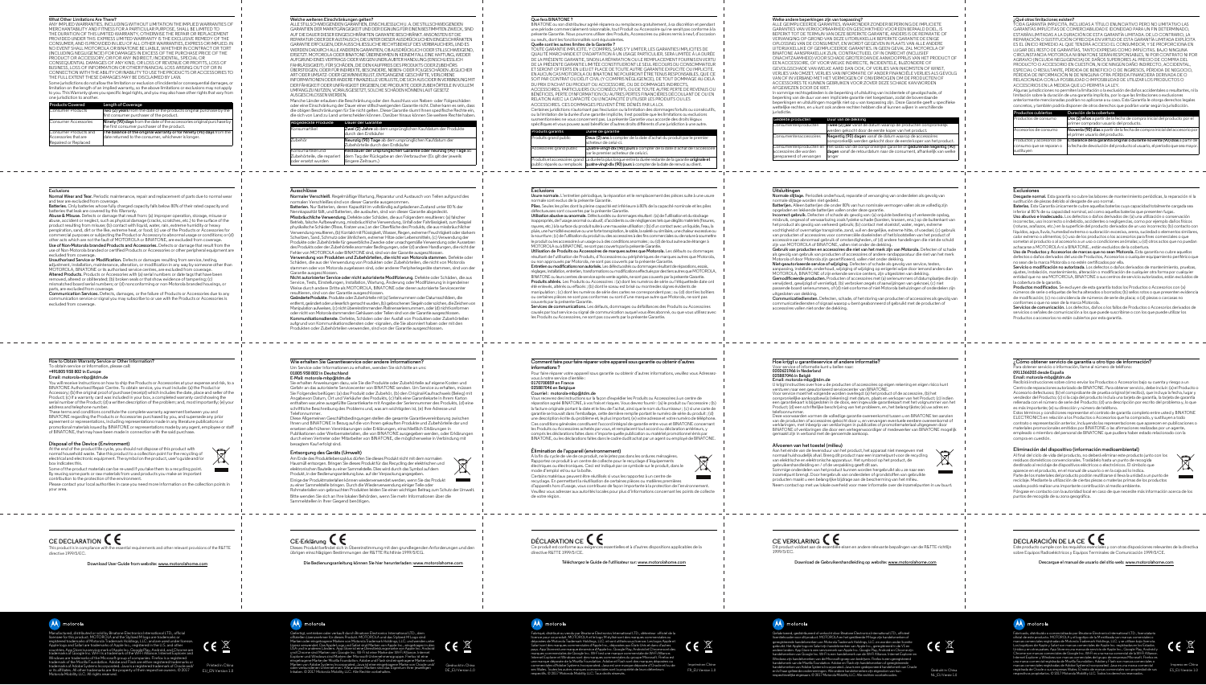## What Other Limitations Are There?

ANY IMPLIED WARRANTIES, INCLUDING WITHOUT LIMITATION THE IMPLIED WARRANTIES OF MERCHANTABILITY AND FITNESS FOR A PARTICULAR PURPOSE, SHALL BE LIMITED TO THE DURATION OF THIS LIMITED WARRANTY, OTHERWISE THE REPAIR OR REPLACEMENT PROVIDED UNDER THIS EXPRESS LIMITED WARRANTY IS THE EXCLUSIVE REMEDY OF THE CONSUMER, AND IS PROVIDED IN LIEU OF ALL OTHER WARRANTIES, EXPRESS OR IMPLIED. IN NO EVENT SHALL MOTOROLA OR BINATONE BE LIABLE, WHETHER IN CONTRACT OR TORT (INCLUDING NEGLIGENCE) FOR DAMAGES IN EXCESS OF THE PURCHASE PRICE OF THE PRODUCT OR ACCESSORY, OR FOR ANY INDIRECT, INCIDENTAL, SPECIAL OR CONSEQUENTIAL DAMAGES OF ANY KIND, OR LOSS OF REVENUE OR PROFITS, LOSS OF BUSINESS, LOSS OF INFORMATION OR OTHER FINANCIAL LOSS ARISING OUT OF OR IN CONNECTION WITH THE ABILITY OR INABILITY TO USE THE PRODUCTS OR ACCESSORIES TO THE FULL EXTENT THESE DAMAGES MAY BE DISCLAIMED BY LAW.

Some jurisdictions do not allow the limitation or exclusion of incidental or consequential damages, or limitation on the length of an implied warranty, so the above limitations or exclusions may not apply to you. This Warranty gives you specific legal rights, and you may also have other rights that vary from one jurisdiction to another.

| Products Covered | Length of Coverage |
|---|---|
| Consumer Products | **Two (2) years** from the date of the products original purchase by the first consumer purchaser of the product. |
| Consumer Accessories | **Ninety (90) days** from the date of the accessories original purchase by the first consumer purchaser of the product. |
| Consumer Products and Accessories that are Repaired or Replaced | **The balance of the original warranty or for ninety (90) days** from the date returned to the consumer, whichever is longer. |

## Exclusions

**Normal Wear and Tear.** Periodic maintenance, repair and replacement of parts due to normal wear and tear are excluded from coverage.

**Batteries.** Only batteries whose fully charged capacity falls below 80% of their rated capacity and batteries that leak are covered by this Warranty.

**Abuse & Misuse.** Defects or damage that result from: (a) improper operation, storage, misuse or abuse, accident or neglect, such as physical damage (cracks, scratches, etc.) to the surface of the product resulting from misuse; (b) contact with liquid, water, rain, extreme humidity or heavy perspiration, sand, dirt or the like, extreme heat, or food; (c) use of the Products or Accessories for commercial purposes or subjecting the Product or Accessory to abnormal usage or conditions; or (d) other acts which are not the fault of MOTOROLA or BINATONE, are excluded from coverage.

**Use of Non-Motorola branded Products and Accessories.** Defects or damage that result from the use of Non-Motorola branded or certified Products or Accessories or other peripheral equipment are excluded from coverage.

**Unauthorised Service or Modification.** Defects or damages resulting from service, testing, adjustment, installation, maintenance, alteration, or modification in any way by someone other than MOTOROLA, BINATONE or its authorised service centers, are excluded from coverage.

**Altered Products.** Products or Accessories with (a) serial numbers or date tags that have been removed, altered or obliterated; (b) broken seals or that show evidence of tampering; (c) mismatched board serial numbers; or (d) nonconforming or non-Motorola branded housings, or parts, are excluded from coverage.

**Communication Services.** Defects, damages, or the failure of Products or Accessories due to any communication service or signal you may subscribe to or use with the Products or Accessories is excluded from coverage.

## How to Obtain Warranty Service or Other Information?

To obtain service or information, please call:
**+491805 938 802 in Europe**
**Email: motorola-mbp@tdm.de**

You will receive instructions on how to ship the Products or Accessories at your expense and risk, to a BINATONE Authorized Repair Centre. To obtain service, you must include: (a) the Product or Accessory; (b) the original proof of purchase (receipt) which includes the date, place and seller of the Product; (c) if a warranty card was included in your box, a completed warranty card showing the serial number of the Product; (d) a written description of the problem; and, most importantly; (e) your address and telephone number.

These terms and conditions constitute the complete warranty agreement between you and BINATONE regarding the Products or Accessories purchased by you, and supersede any prior agreement or representations, including representations made in any literature publications or promotional materials issued by BINATONE or representations made by any agent, employee or staff of BINATONE, that may have been made in connection with the said purchase.

## Disposal of the Device (Environment)

At the end of the product lifecycle, you should not dispose of this product with normal household waste. Take this product to a collection point for the recycling of electrical and electronic equipment. The symbol on the product, user's guide and/or box indicates this.

Some of the product materials can be re-used if you take them to a recycling point. By reusing some parts or raw materials from used products you make an important contribution to the protection of the environment.

Please contact your local authorities in case you need more information on the collection points in your area.

## CE DECLARATION

This product is in compliance with the essential requirements and other relevant provisions of the R&TTE directive 1999/5/EC.

**Download User Guide from website: www.motorolahome.com**

Manufactured, distributed or sold by Binatone Electronics International LTD., official licensee for this product. MOTOROLA and the Stylized M Logo are trademarks or registered trademarks of Motorola Trademark Holdings, LLC. and are used under license. All other trademarks are the property of their respective owners. © 2017 Motorola Mobility LLC. All rights reserved.

Printed in China
EU_EN Version 1.0

---

## Welche weiteren Einschränkungen gelten?

ALLE STILLSCHWEIGENDEN GARANTIEN, EINSCHLIESSLICH U. A. DIE STILLSCHWEIGENDEN GARANTIEN DER MARKTGÄNGIGKEIT UND DER EIGNUNG FÜR EINEN BESTIMMTEN ZWECK, SIND AUF DIE DAUER DIESER EINGESCHRÄNKTEN GARANTIE BESCHRÄNKT. ANSONSTEN IST DIE REPARATUR ODER DER AUSTAUSCH GEMÄSS DIESER AUSDRÜCKLICHEN EINGESCHRÄNKTEN GARANTIE DER EINZIGE RECHTSBEHELF DES VERBRAUCHERS UND ERSETZT ALLE ANDEREN AUSDRÜCKLICHEN ODER STILLSCHWEIGENDEN GARANTIEN. MOTOROLA ODER BINATONE HAFTEN IN KEINEM FALL, WEDER AUFGRUND EINES VERTRAGS NOCH WEGEN UNERLAUBTER HANDLUNG (EINSCHLIESSLICH FAHRLÄSSIGKEIT), FÜR SCHÄDEN, DIE DEN KAUFPREIS DES PRODUKTS ODER ZUBEHÖRS ÜBERSTEIGEN, ODER FÜR INDIREKTE, BESONDERE, NEBEN- ODER FOLGESCHÄDEN JEGLICHER ART ODER UMSATZ- ODER GEWINNVERLUST, ENTGANGENE GESCHÄFTE, VERLORENE INFORMATIONEN ODER ANDERE FINANZIELLE VERLUSTE, DIE SICH AUS ODER IN VERBINDUNG MIT DER FÄHIGKEIT ODER UNFÄHIGKEIT ERGEBEN, DIE PRODUKTE ODER ZUBEHÖRTEILE IN VOLLEM UMFANG ZU NUTZEN, SOWEIT GESETZLICH SOLCHE SCHÄDEN AUSGESCHLOSSEN WERDEN KÖNNEN.

Manche Länder lassen die Beschränkung oder den Ausschluss von Neben- oder Folgeschäden oder eine Einschränkung der Dauer einer stillschweigenden Garantie nicht zu. Daher kann es sein, dass die obigen Beschränkungen für Sie nicht gelten. Diese Garantie räumt Ihnen spezifische Rechte ein, die sich von Land zu Land unterscheiden können. Darüber hinaus können Sie weitere Rechte haben.

| Abgedeckte Produkte | Dauer der Garantie |
|---|---|
| Konsumartikel | **Zwei (2) Jahre** ab dem ursprünglichen Kaufdatum der Produkte durch den Endkäufer. |
| Zubehör | **Neunzig (90) Tage** ab dem ursprünglichen Kaufdatum der Zubehörteile durch den Endkäufer. |
| Konsumartikel und Zubehörteile, die repariert oder ersetzt wurden | **Restdauer der ursprünglichen Garantie oder neunzig (90) Tage** ab dem Tag der Rückgabe an den Verbraucher (Es gilt der jeweils längere Zeitraum.) |

## Ausschlüsse

**Normaler Verschleiß.** Regelmäßige Wartung, Reparatur und Austausch von Teilen aufgrund des normalen Verschleißes sind von dieser Garantie ausgenommen.

**Batterien.** Nur Batterien, deren Kapazität im vollständig aufgeladenen Zustand unter 80 % der Nennkapazität fällt, und Batterien, die auslaufen, sind von dieser Garantie abgedeckt.

**Missbräuchliche Verwendung.** Defekte oder Schäden, die aus Folgendem resultieren: (a) falscher Betrieb, falsche Aufbewahrung, missbräuchliche Verwendung, Unfall oder Fahrlässigkeit, zum Beispiel physikalische Schäden (Risse, Kratzer usw.) an der Oberfläche des Produkts, die aus missbräuchlicher Verwendung resultieren; (b) Kontakt mit Flüssigkeit, Wasser, Regen, extremer Feuchtigkeit oder starkem Schwitzen, Sand, Schmutz oder Ähnlichem, extremer Hitze oder Lebensmitteln; (c) Verwendung der Produkte oder Zubehörteile für gewerbliche Zwecke oder unsachgemäße Verwendung oder Aussetzen des Produkts oder Zubehörs unter anormalen Bedingungen; oder (d) andere Handlungen, die nicht der Fehler von MOTOROLA oder BINATONE sind, sind von der Garantie ausgeschlossen.

**Verwendung von Produkten und Zubehörteilen, die nicht von Motorola stammen.** Defekte oder Schäden, die aus der Verwendung von Produkten oder Zubehörteilen, die nicht von Motorola stammen oder von Motorola zugelassen sind, oder anderer Peripheriegeräte stammen, sind von der Garantie ausgeschlossen.

**Nicht autorisierter Service oder nicht autorisierte Modifizierung.** Defekte oder Schäden, die aus Service, Tests, Einstellungen, Installation, Wartung, Änderung oder Modifizierung in irgendeiner Weise durch andere Dritte als MOTOROLA, BINATONE oder deren autorisierte Servicecenter resultieren, sind von der Garantie ausgeschlossen.

**Geänderte Produkte.** Produkte oder Zubehörteile mit (a) Seriennummern oder Datumsschildern, die entfernt, geändert oder unleserlich gemacht wurden, (b) gebrochenen Siegeln oder solchen, die Anzeichen von Manipulation aufweisen, (c) nicht übereinstimmenden Platinenseriennummern, oder (d) nicht konformen oder nicht von Motorola stammenden Gehäusen oder Teilen sind von der Garantie ausgeschlossen.

**Kommunikationsdienste.** Defekte, Schäden oder der Ausfall von Produkten oder Zubehörteilen aufgrund von Kommunikationsdiensten oder -signalen, die Sie abonniert haben oder mit den Produkten oder Zubehörteilen verwenden, sind von der Garantie ausgeschlossen.

## Wie erhalten Sie Garantieservice oder andere Informationen?

Um Service oder Informationen zu erhalten, wenden Sie sich bitte an uns:
**01805 938 802 in Deutschland**
**E-Mail: motorola-mbp@tdm.de**

Sie erhalten Anweisungen dazu, wie Sie die Produkte oder Zubehörteile auf eigene Kosten und Gefahr an ein autorisiertes Servicecenter von BINATONE senden. Um Service zu erhalten, müssen Sie Folgendes beifügen: (a) das Produkt oder Zubehör, (b) den Originalkaufnachweis (Beleg) mit Angaben zu Datum, Ort und Verkäufer des Produkts, (c) falls eine Garantiekarte in Ihrem Karton enthalten war, eine ausgefüllte Garantiekarte mit Angabe der Seriennummer des Produkts, (d) eine schriftliche Beschreibung des Problems und, was am wichtigsten ist, (e) Ihre Adresse und Telefonnummer.

Diese Allgemeinen Geschäftsbedingungen stellen die gesamte Garantievereinbarung zwischen Ihnen und BINATONE in Bezug auf die von Ihnen gekauften Produkte und Zubehörteile dar und ersetzen alle früheren Vereinbarungen oder Erklärungen, einschließlich Erklärungen in Publikationen oder Werbematerialien, die von BINATONE herausgegeben wurden, oder Erklärungen durch einen Vertreter oder Mitarbeiter von BINATONE, die möglicherweise in Verbindung mit besagtem Kauf erfolgt sind.

## Entsorgung des Geräts (Umwelt)

Am Ende des Produktlebenszyklus dürfen Sie dieses Produkt nicht mit dem normalen Hausmüll entsorgen. Bringen Sie dieses Produkt für das Recycling der elektrischen und elektronischen Bauteile zu einer Sammelstelle. Dies wird durch das Symbol auf dem Produkt, in der Bedienungsanleitung bzw. auf der Verpackung angegeben.

Einige der Produktmaterialien können wiederverwendet werden, wenn Sie das Produkt zu einer Sammelstelle bringen. Durch die Wiederverwendung einiger Teile oder Rohmaterialien von gebrauchten Produkten leisten Sie einen wichtigen Beitrag zum Schutz der Umwelt.

Bitte wenden Sie sich an Ihre lokalen Behörden, wenn Sie mehr Informationen über die Sammelstellen in Ihrer Gegend benötigen.

## CE-Erklärung

Dieses Produkt befindet sich in Übereinstimmung mit den grundlegenden Anforderungen und den übrigen einschlägigen Bestimmungen der R&TTE Richtlinie 1999/5/EG.

**Die Bedienungsanleitung können Sie hier herunterladen: www.motorolahome.com**

Gedruckt in China
DE_EU Version 1.0

---

## Quelles sont les autres limitations ?

TOUTE GARANTIE IMPLICITE, Y COMPRIS, SANS S'Y LIMITER, LES GARANTIES IMPLICITES DE QUALITÉ MARCHANDE ET D'ADAPTATION À UN USAGE PARTICULIER, SERA LIMITÉE À LA DURÉE DE LA PRÉSENTE GARANTIE, SINON LA RÉPARATION OU LE REMPLACEMENT FOURNIS EN VERTU DE LA PRÉSENTE GARANTIE LIMITÉE CONSTITUENT LE SEUL RECOURS DU CONSOMMATEUR ET SERONT OFFERTS EN LIEU ET PLACE DE TOUTE AUTRE GARANTIE EXPLICITE OU IMPLICITE. EN AUCUN CAS MOTOROLA OU BINATONE NE POURRONT ÊTRE TENUS RESPONSABLES, QUE CE SOIT PAR CONTRAT OU DÉLIT CIVIL (Y COMPRIS NÉGLIGENCE), DE TOUT DOMMAGE AU-DELÀ DU PRIX D'ACHAT DU PRODUIT OU ACCESSOIRE, OU DE DOMMAGES INDIRECTS, ACCESSOIRES, SPÉCIAUX OU CONSÉCUTIFS, OU DE TOUTE PERTE DE REVENUS OU BÉNÉFICES, PERTE D'INFORMATION OU AUTRES PERTES FINANCIÈRES DÉCOULANT DE OU EN RELATION AVEC LA CAPACITÉ OU L'INCAPACITÉ D'UTILISER LES PRODUITS OU LES ACCESSOIRES, CES DOMMAGES PEUVENT ÊTRE DÉNIÉS PAR LA LOI.

Certaines juridictions n'autorisent pas l'exclusion ou la limitation des dommages fortuits ou consécutifs, ou la limitation de la durée d'une garantie implicite, il est possible que les limitations ou exclusions susmentionnées ne vous concernent pas. La présente Garantie vous accorde des droits légaux spécifiques et vous pouvez aussi bénéficier d'autres droits différents d'une juridiction à une autre.

| Produits couverts | Durée de garantie |
|---|---|
| Produits grand public | **Deux (2) ans** à compter de la date d'achat du produit par le premier acheteur de celui-ci. |
| Accessoires grand public | **Quatre-vingt dix (90) jours** à compter de la date d'achat de l'accessoire par le premier acheteur de celui-ci. |
| Produits et accessoires grand public réparés ou remplacés | **Le solde de la garantie originale ou quatre-vingt dix (90) jours** à compter de la date de retour au consommateur, selon la période la plus longue. |

## Exclusions

**Usure normale.** L'entretien périodique, la réparation et le remplacement des pièces suite à une usure normale sont exclus de la présente Garantie.

**Piles.** Seules les piles dont la pleine capacité est inférieure à 80% de la capacité nominale et les piles défectueuses sont couvertes par la présente Garantie.

**Utilisation abusive ou anormale.** Défectuosités ou dommages résultant : (a) de l'utilisation et du stockage inappropriés, de l'usage anormal ou abusif, d'accidents ou de négligences tels que dégâts matériels (fissures, rayures, etc.) à la surface du produit suite à une mauvaise utilisation ; (b) d'un contact avec un liquide, l'eau, la pluie, une humidité excessive ou une forte transpiration, le sable, la saleté ou similaire, une chaleur excessive ou la nourriture ; (c) de l'utilisation du produit ou de l'accessoire à des fins commerciales ou le fait de soumettre le produit ou les accessoires à un usage ou à des conditions anormales ; ou (d) de tout autre acte étranger à MOTOROLA ou à BINATONE, ne sont pas couverts par la présente Garantie.

**Utilisation de Produits ou Accessoires de marques autres que Motorola.** Les défauts ou dommages résultant de l'utilisation de Produits, d'Accessoires ou périphériques de marques autres que Motorola, ou non approuvés par Motorola, ne sont pas couverts par la présente Garantie.

**Entretien ou modifications non autorisés.** Les défauts ou dommages résultant de réparations, essais, réglages, installation, entretien, transformations ou modifications effectués par d'autres que MOTOROLA, BINATONE ou leurs centres de services agréés, ne sont pas couverts par la présente Garantie.

**Produits altérés.** Les Produits ou Accessoires : (a) dont les numéros de série ou l'étiquette date ont été enlevés, altérés ou effacés ; (b) dont le sceau est brisé ou montrant des signes évidents de manipulation ; (c) dont les numéros de série de la carte ne correspondent pas ; ou (d) dont les boîtiers ou certaines pièces ne sont pas conformes ou sont d'une marque autre que Motorola, ne sont pas couverts par la présente Garantie.

**Services de communications.** Les défauts, dommages ou défaillance des Produits ou Accessoires causés par tout service ou signal de communication auquel vous êtes abonné ou que vous utilisez avec les Produits ou Accessoires, ne sont pas couverts par la présente Garantie.

## Comment faire pour faire réparer votre appareil sous garantie ou obtenir d'autres informations ?

Pour faire réparer votre appareil sous garantie ou obtenir d'autres informations, veuillez vous adresser sous à notre service clientèle :
**0176700809 en France**
**0350870544 en Belgique**
**Courriel : motorola-mbp@tdm.de**

Vous recevrez des instructions sur la façon d'expédier les Produits ou Accessoires à vos frais et risques à un Centre de réparation agréé BINATONE. Pour obtenir le service, vous devez fournir : (a) le produit ou l'accessoire ; (b) la facture originale portant la date et le lieu de l'achat, ainsi que le nom du fournisseur ; (c) si une carte de garantie se trouvait dans l'emballage, cette dernière remplie portant le numéro de série du produit ; (d) une description écrite du problème et, le plus important, (e) votre adresse et votre numéro de téléphone.

Ces conditions générales constituent l'accord intégral de garantie entre vous et BINATONE concernant les Produits ou Accessoires achetés par vous, et remplacent tout accord ou déclaration antérieurs, y compris les déclarations faites dans n'importe quelle publication ou matériel promotionnel émis par BINATONE, ou les déclarations faites dans le cadre dudit achat par un agent ou employé de BINATONE.

## Élimination de l'appareil (environnement)

À la fin du cycle de vie de ce produit, ne le jetez pas dans les ordures ménagères. Rapportez ce produit à un centre de collecte pour le recyclage d'équipements électriques ou électroniques. Ceci est indiqué par ce symbole sur le produit, dans le mode d'emploi et/ou sur la boîte.

Certains matériaux peuvent être réutilisés si vous les rapportez à un centre de recyclage. En permettant la réutilisation de certaines pièces ou matières premières d'appareils hors d'usage, vous contribuez de façon importante à la protection de l'environnement.

Veuillez vous adresser aux autorités locales pour plus d'informations concernant les points de collecte de votre région.

## DÉCLARATION CE

Ce produit est conforme aux exigences essentielles et à d'autres dispositions applicables de la directive R&TTE 1999/5/CE.

**Téléchargez le Guide de l'utilisateur sur : www.motorolahome.com**

Imprimé en Chine
FR_EU Version 1.0

---

## Welke andere beperkingen zijn van toepassing?

ALLE GEIMPLICEERDE GARANTIES, WAARONDER ZONDER BEPERKING DE IMPLICIETE GARANTIES VAN VERKOOPBAARHEID EN GESCHIKTHEID VOOR EEN BEPAALD DOEL, IS BEPERKT TOT DE TERMIJN VAN DEZE BEPERKTE GARANTIE, ANDERS IS DE REPARATIE OF VERVANGING OP GROND VAN DEZE UITDRUKKELIJK BEPERKTE GARANTIE DE ENIGE OPLOSSING VAN DE CONSUMENT EN WORDT GEGEVEN IN PLAATS VAN ALLE ANDERE UITDRUKKELIJKE OF GEÏMPLICEERDE GARANTIES. IN GEEN GEVAL ZAL MOTOROLA OF BINATONE AANSPRAKELIJK ZIJN, HETZIJ IN CONTRACT, OF IN ONRECHTMATIGE DAAD (INCLUSIEF NALATIGHEID) VOOR SCHADE GROTER DAN DE AANKOOPPRIJS VAN HET PRODUCT OF EEN ACCESSOIRE, OF VOOR WELKE INDIRECTE, INCIDENTELE, BIJZONDERE OF GEVOLGSCHADE VAN WELKE AARD DAN OOK, OF VERLIES VAN INKOMSTEN OF WINST, VERLIES VAN ZAKEN, VERLIES VAN INFORMATIE OF ANDER FINANCIEEL VERLIES VOORTVLOEIEND UIT OF IN VERBAND MET HET VERMOGEN OF ONVERMOGEN OM DE PRODUCTEN OF ACCESSOIRES TE KUNNEN GEBRUIKEN VOOR ZOVER DEZE SCHADE KAN WORDEN AFGEWEZEN DOOR DE WET.

In sommige rechtsgebieden is de beperking of uitsluiting van incidentele of gevolgschade, of beperking van de duur van een impliciete garantie niet toegestaan, zodat de bovenstaande beperkingen en uitsluitingen mogelijk niet op u van toepassing zijn. Deze Garantie geeft u specifieke wettelijke rechten, en u kunt ook andere rechten hebben die af kunnen wijken in verschillende jurisdicties.

| Gedekte producten | Duur van de dekking |
|---|---|
| Consumentenproducten | **Twee (2) jaar** vanaf de datum waarop de producten oorspronkelijk werden gekocht door de eerste koper van het product. |
| Consumentenaccessoires | **Negentig (90) dagen** vanaf de datum waarop de accessoires oorspronkelijk werden gekocht door de eerste koper van het product. |
| Consumentenproducten en accessoires die worden gerepareerd of vervangen | **Het saldo van de oorspronkelijke garantie of gedurende negentig (90) dagen** vanaf de retourdatum naar de consument, afhankelijk van welke langer |

## Uitsluitingen

**Normale slijtage.** Periodiek onderhoud, reparatie of vervanging van onderdelen als gevolg van normale slijtage worden niet gedekt.

**Batterijen.** Alleen batterijen die onder 80% van hun nominale vermogen vallen als ze volledig zijn opgeladen en lekkende batterijen vallen onder deze garantie.

**Incorrect gebruik.** Defecten of schade als gevolg van: (a) onjuiste behandeling of verkeerde opslag, misbruik, ongeval of verwaarlozing zoals fysieke schade (barsten, krassen, enz.) op de buitenkant van het product als gevolg van verkeerd gebruik; (b) contact met vloeistof, water, regen, extreme vochtigheid of overmatige transpiratie, zand, vuil en dergelijke, extreme hitte, of voedsel; (c) gebruik van producten of accessoires voor commerciële doeleinden of het blootstellen van het product of accessoire aan abnormaal gebruik of omstandigheden; of (d) andere handelingen die niet de schuld zijn van MOTOROLA of BINATONE, vallen niet onder de dekking.

**Gebruik van producten en accessoires die niet van het merk zijn van Motorola.** Defecten of schade als gevolg van gebruik van producten of accessoires of andere randapparatuur die niet van het merk Motorola of door Motorola zijn gecertificeerd, vallen niet onder dekking.

**Niet-geautoriseerde service of wijziging.** Defecten of schade als gevolg van service, testen, aanpassing, installatie, onderhoud, wijziging of wijziging op enigerlei wijze door iemand anders dan MOTOROLA, BINATONE of zijn erkende service centers, zijn uitgesloten van dekking.

**Veranderde producten.** Producten of accessoires met (a) serienummers of datumplaatjes die zijn verwijderd, gewijzigd of verminkt; (b) verbroken zegels of aanwijzingen van geknoei; (c) niet passende board serienummers; of (d) niet-conforme of niet-Motorola behuizingen of onderdelen zijn uitgesloten van dekking.

**Communicatiediensten.** Defecten, schade, of het storing van producten of accessoires als gevolg van communicatiedienst of signaal waarop u bent geabonneerd of gebruikt met de producten of accessoires vallen niet onder de dekking.

## Hoe krijgt u garantieservice of andere informatie?

Voor service of informatie kunt u bellen naar:
**0202601066 in Nederland**
**025807046 in België**
**Email: motorola-mbp@tdm.de**

U krijgt instructies over hoe u de producten of accessoires op eigen rekening en eigen risico kunt verzenden naar een geautoriseerd servicecenter van BINATONE. Voor service moet het volgende worden overlegd: (a) het product of de accessoire; (b) het oorspronkelijke aankoopbewijs (rekening) met datum, plaats en verkoper van het Product; (c) indien een garantiekaart is bijgesloten in de doos, een ingevulde garantiekaart met het volgnummer van het Product; (d) een schriftelijke beschrijving van het probleem en, het belangrijkste; (e) uw adres en telefoonnummer.

Deze voorwaarden vormen de volledige garantie overeenkomst tussen u en BINATONE van de aankoop van de producten of accessoires gekocht door u, en vervangen eventuele eerdere overeenkomst of verklaringen, met inbegrip van verklaringen in publicaties of promotiemateriaal uitgegeven door BINATONE of verklaringen die door een vertegenwoordiger of medewerker van BINATONE mogelijk gemaakt zijn in verband met de genoemde aankoop.

## Afvoeren van het toestel (milieu)

Aan het einde van de levensduur van het product, het apparaat niet meegeven met normaal huishoudelijk afval. Breng dit product naar een inzamelpunt voor de recycling van elektrische en elektronische apparatuur. Het symbool op het product, de gebruikshandleiding en/ of de verpakking geeft dit aan.

Sommige van de materialen van het product kunnen worden hergebruikt als u ze naar een inzamelpunt brengt. Door hergebruik van onderdelen of grondstoffen van gebruikte producten maakt u een belangrijke bijdrage aan de bescherming van het milieu.

Neem contact op met uw lokale overheid voor meer informatie over de inzamelpunten in uw buurt.

## CE VERKLARING

Dit product voldoet aan de essentiële eisen en andere relevante bepalingen van de R&TTE richtlijn 1999/5/EC.

**Download de Gebruikershandleiding op website: www.motorolahome.com**

Gedrukt in China
NL_EU Version 1.0

---

## ¿Qué otras limitaciones existen?

TODA GARANTÍA IMPLÍCITA, INCLUIDAS A TÍTULO ENUNCIATIVO PERO NO LIMITATIVO LAS GARANTÍAS IMPLÍCITAS DE COMERCIABILIDAD E IDONEIDAD PARA UN FIN DETERMINADO, ESTARÁN LIMITADAS A LA DURACIÓN DE ESTA GARANTÍA LIMITADA; DE LO CONTRARIO, LA REPARACIÓN O SUSTITUCIÓN OFRECIDA EN VIRTUD DE ESTA GARANTÍA LIMITADA EXPRESA ES EL ÚNICO REMEDIO AL QUE TENDRÁ ACCESO EL CONSUMIDOR, Y SE PROPORCIONA EN LUGAR DEL RESTO DE GARANTÍAS, TANTO EXPRESAS COMO IMPLÍCITAS. BAJO NINGUNA CIRCUNSTANCIA MOTOROLA NI BINATONE SERÁN RESPONSABLES, NI POR CONTRATO NI POR AGRAVIO (INCLUIDA NEGLIGENCIA) POR DAÑOS SUPERIORES AL PRECIO DE COMPRA DEL PRODUCTO O ACCESORIO EN CUESTIÓN, NI DE NINGÚN DAÑO INDIRECTO, ACCIDENTAL, ESPECIAL O RESULTANTE, PÉRDIDA DE BENEFICIO O DE INGRESOS, PÉRDIDAS DE NEGOCIO, PÉRDIDA DE INFORMACIÓN NI DE NINGUNA OTRA PÉRDIDA FINANCIERA DERIVADA DE O RELACIONADA CON LA POSIBILIDAD O IMPOSIBILIDAD DE UTILIZAR LOS PRODUCTOS O ACCESORIOS EN LA MEDIDA EN QUE LO PERMITA LA LEY.

Algunas jurisdicciones no permiten la limitación o la exclusión de daños accidentales o resultantes, ni la limitación sobre la duración de una garantía implícita, por lo que las limitaciones o exclusiones anteriores podrían no ser aplicables a su caso. Esta Garantía le otorga derechos legales concretos, y también podría disponer de otros derechos que podrían variar según la jurisdicción.

| Productos cubiertos | Duración de la cobertura |
|---|---|
| Productos de consumo | **Dos (2) años** a partir de la fecha de compra inicial del producto por el primer comprador usuario del producto. |
| Accesorios de consumo | **Noventa (90) días** a partir de la fecha de compra inicial del accesorio por el primer usuario del producto. |
| Productos y accesorios de consumo que se reparan o sustituyen | **El balance de la garantía original o durante noventa (90) días** a partir de la fecha de devolución del producto al usuario, el periodo que sea mayor. |

## Exclusiones

**Desgaste normal.** Esta garantía no cubre las labores de mantenimiento periódicas, la reparación ni la sustitución de piezas debido al desgaste de uso normal.

**Baterías.** Esta Garantía únicamente cubre aquellas baterías cuya capacidad totalmente cargada sea inferior al 80 % de su capacidad nominal, así como aquellas baterías que presenten fugas.

**Uso abusivo e inadecuado.** Los defectos o daños derivados de: (a) una utilización o conservación incorrectas, uso incorrecto o indebido, accidentes o negligencias, como por ejemplo daños físicos (roturas, arañazos, etc.) en la superficie del producto derivados de un uso incorrecto; (b) contacto con líquidos, agua, lluvia, humedad extrema o sudoración excesiva, arena, suciedad o elementos similares, calor extremo o alimentos; (c) uso de los productos o los accesorios para fines comerciales o que someta el producto o el accesorio a un uso o condiciones anómalos; o (d) otros actos que no puedan achacarse a MOTOROLA o a BINATONE, están excluidos de la cobertura.

**Uso de Productos y Accesorios de marcas que no sean Motorola.** Esta garantía no cubre aquellos defectos o daños derivados del uso de Productos, Accesorios o equipos periféricos que no sean de la marca Motorola o no estén certificados por ella.

**Servicio o modificación no autorizados.** Los defectos o daños derivados de mantenimiento, pruebas, ajustes, instalación, mantenimiento, alteración o modificación de cualquier otra forma por cualquier entidad que no sea MOTOROLA, BINATONE o sus centros de servicio autorizados, están excluidos de la cobertura de la garantía.

**Productos modificados.** Se excluyen de esta garantía todos los Productos o Accesorios con (a) números de serie o etiquetas de fecha eliminados, alterados o borrados; (b) sellos rotos o que presenten evidencia de modificación; (c) no coincidencia de números de serie de placa; o (d) piezas o carcasas no conformes o que no sean de la marca Motorola.

**Servicios de comunicación.** Los defectos, daños o los fallos de Productos o Accesorios derivados de servicios o señales de comunicación a los que pueda suscribirse o con los que pueda utilizar los Productos o accesorios no están cubiertos por esta garantía.

## ¿Cómo obtener servicio de garantía u otro tipo de información?

Para obtener servicio o información, llame al número de teléfono:
**0911366205 desde España**
**Email: motorola-mbp@tdm.de**

Recibirá instrucciones sobre cómo enviar los Productos o Accesorios bajo su cuenta y riesgo a un Centro de reparaciones autorizado de BINATONE. Para obtener servicio, debe incluir: (a) el Producto o Accesorio defectuoso; (b) el comprobante de prueba original (recibo), donde figure la fecha, lugar y vendedor del Producto; (c) si la caja del producto incluía una tarjeta de garantía, la tarjeta de garantía rellenada con el número de serie del Producto; (d) una descripción por escrito del problema; y, lo que es más importante; (e) su dirección y número de teléfono.

Estos términos y condiciones representan el contrato de garantía completo entre usted y BINATONE ELECTRONICS en relación con los Productos o Accesorios que ha comprado, y sustituyen a todo contrato o representación anterior, incluyendo las representaciones que aparecen en publicaciones o materiales promocionales emitidos por BINATONE o las afirmaciones realizadas por un agente, empleado o miembro del personal de BINATONE que pudiera haber estado relacionado con la compra en cuestión.

## Eliminación del dispositivo (información medioambiental)

Al final del ciclo de vida del producto, no deberá eliminar este producto junto con los residuos domésticos convencionales. Trasládelo hasta un punto de recogida destinado al reciclaje de dispositivos eléctricos o electrónicos. El símbolo que aparece en el producto, en el manual de usuario o en la caja así lo indica.

Parte de los materiales del producto podrán reutilizarse si lleva al producto a un punto de reciclaje. Mediante la reutilización de ciertas piezas o materias primas de los productos usados podrá realizar una importante contribución al medio ambiente.

Póngase en contacto con la autoridad local en caso de que necesite más información acerca de los puntos de recogida de su zona geográfica.

## DECLARACIÓN DE LA CE

Este producto cumple con los requisitos esenciales y con otras disposiciones relevantes de la directiva sobre Equipos Radioeléctricos y Equipos Terminales de Comunicación 1999/5/CE.

**Descargue el manual de usuario del sitio web: www.motorolahome.com**

Impreso en China
ES_EU Version 1.0